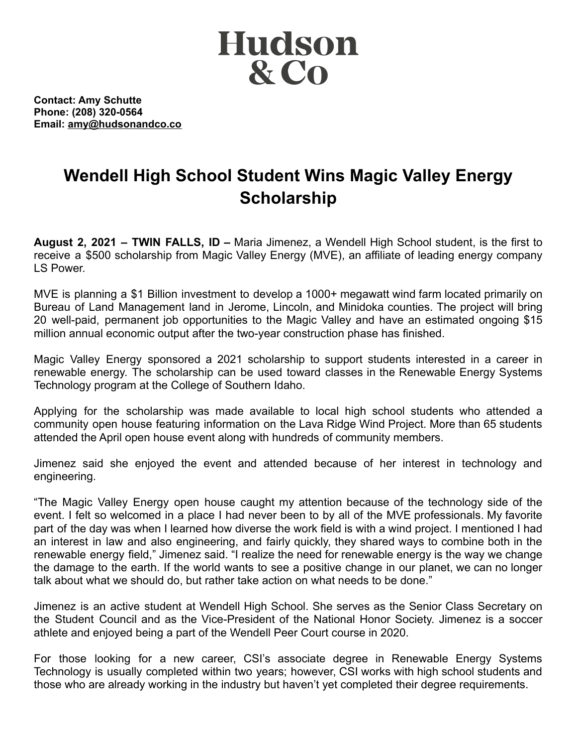**Hudson & Co**

**Contact: Amy Schutte**
**Phone: (208) 320-0564**
**Email: amy@hudsonandco.co**

# Wendell High School Student Wins Magic Valley Energy Scholarship

**August 2, 2021 – TWIN FALLS, ID –** Maria Jimenez, a Wendell High School student, is the first to receive a $500 scholarship from Magic Valley Energy (MVE), an affiliate of leading energy company LS Power.

MVE is planning a $1 Billion investment to develop a 1000+ megawatt wind farm located primarily on Bureau of Land Management land in Jerome, Lincoln, and Minidoka counties. The project will bring 20 well-paid, permanent job opportunities to the Magic Valley and have an estimated ongoing $15 million annual economic output after the two-year construction phase has finished.

Magic Valley Energy sponsored a 2021 scholarship to support students interested in a career in renewable energy. The scholarship can be used toward classes in the Renewable Energy Systems Technology program at the College of Southern Idaho.

Applying for the scholarship was made available to local high school students who attended a community open house featuring information on the Lava Ridge Wind Project. More than 65 students attended the April open house event along with hundreds of community members.

Jimenez said she enjoyed the event and attended because of her interest in technology and engineering.

"The Magic Valley Energy open house caught my attention because of the technology side of the event. I felt so welcomed in a place I had never been to by all of the MVE professionals. My favorite part of the day was when I learned how diverse the work field is with a wind project. I mentioned I had an interest in law and also engineering, and fairly quickly, they shared ways to combine both in the renewable energy field," Jimenez said. "I realize the need for renewable energy is the way we change the damage to the earth. If the world wants to see a positive change in our planet, we can no longer talk about what we should do, but rather take action on what needs to be done."

Jimenez is an active student at Wendell High School. She serves as the Senior Class Secretary on the Student Council and as the Vice-President of the National Honor Society. Jimenez is a soccer athlete and enjoyed being a part of the Wendell Peer Court course in 2020.

For those looking for a new career, CSI's associate degree in Renewable Energy Systems Technology is usually completed within two years; however, CSI works with high school students and those who are already working in the industry but haven't yet completed their degree requirements.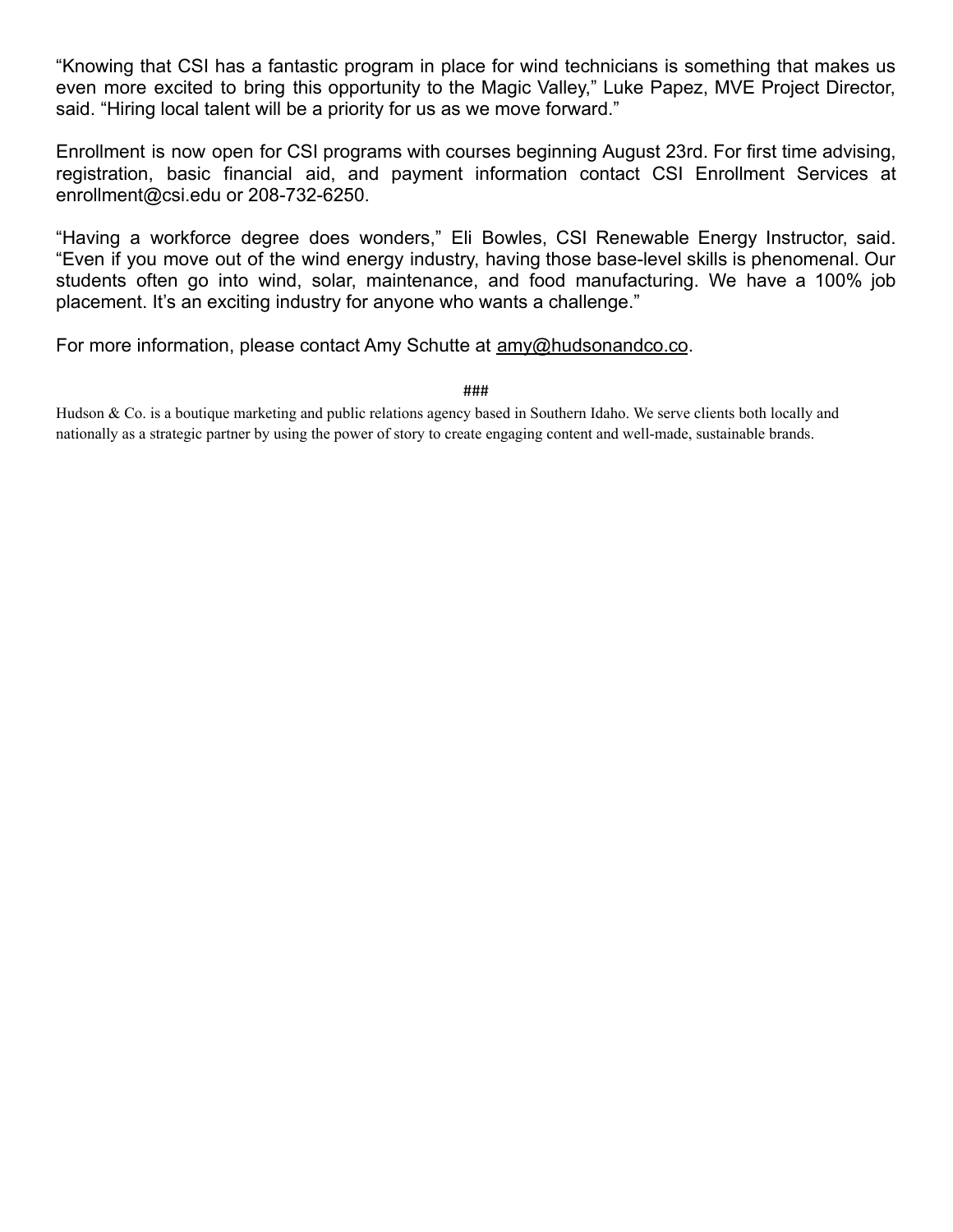"Knowing that CSI has a fantastic program in place for wind technicians is something that makes us even more excited to bring this opportunity to the Magic Valley," Luke Papez, MVE Project Director, said. "Hiring local talent will be a priority for us as we move forward."

Enrollment is now open for CSI programs with courses beginning August 23rd. For first time advising, registration, basic financial aid, and payment information contact CSI Enrollment Services at enrollment@csi.edu or 208-732-6250.

"Having a workforce degree does wonders," Eli Bowles, CSI Renewable Energy Instructor, said. "Even if you move out of the wind energy industry, having those base-level skills is phenomenal. Our students often go into wind, solar, maintenance, and food manufacturing. We have a 100% job placement. It's an exciting industry for anyone who wants a challenge."

For more information, please contact Amy Schutte at amy@hudsonandco.co.

###

Hudson & Co. is a boutique marketing and public relations agency based in Southern Idaho. We serve clients both locally and nationally as a strategic partner by using the power of story to create engaging content and well-made, sustainable brands.